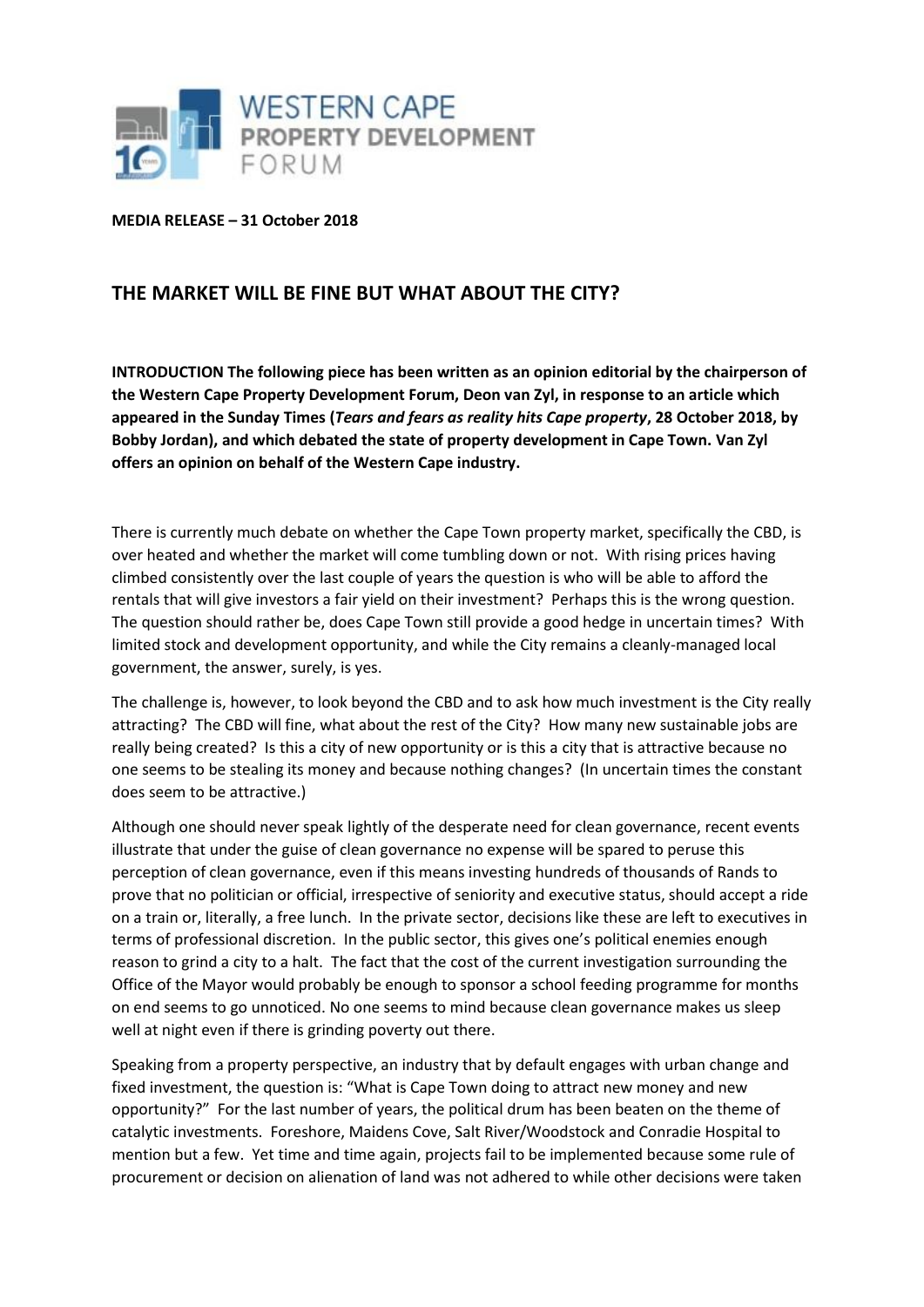# WESTERN CAPE PROPERTY DEVELOPMENT FORUM

**MEDIA RELEASE – 31 October 2018**

## THE MARKET WILL BE FINE BUT WHAT ABOUT THE CITY?

**INTRODUCTION The following piece has been written as an opinion editorial by the chairperson of the Western Cape Property Development Forum, Deon van Zyl, in response to an article which appeared in the Sunday Times (*Tears and fears as reality hits Cape property*, 28 October 2018, by Bobby Jordan), and which debated the state of property development in Cape Town. Van Zyl offers an opinion on behalf of the Western Cape industry.**

There is currently much debate on whether the Cape Town property market, specifically the CBD, is over heated and whether the market will come tumbling down or not. With rising prices having climbed consistently over the last couple of years the question is who will be able to afford the rentals that will give investors a fair yield on their investment? Perhaps this is the wrong question. The question should rather be, does Cape Town still provide a good hedge in uncertain times? With limited stock and development opportunity, and while the City remains a cleanly-managed local government, the answer, surely, is yes.

The challenge is, however, to look beyond the CBD and to ask how much investment is the City really attracting? The CBD will fine, what about the rest of the City? How many new sustainable jobs are really being created? Is this a city of new opportunity or is this a city that is attractive because no one seems to be stealing its money and because nothing changes? (In uncertain times the constant does seem to be attractive.)

Although one should never speak lightly of the desperate need for clean governance, recent events illustrate that under the guise of clean governance no expense will be spared to peruse this perception of clean governance, even if this means investing hundreds of thousands of Rands to prove that no politician or official, irrespective of seniority and executive status, should accept a ride on a train or, literally, a free lunch. In the private sector, decisions like these are left to executives in terms of professional discretion. In the public sector, this gives one's political enemies enough reason to grind a city to a halt. The fact that the cost of the current investigation surrounding the Office of the Mayor would probably be enough to sponsor a school feeding programme for months on end seems to go unnoticed. No one seems to mind because clean governance makes us sleep well at night even if there is grinding poverty out there.

Speaking from a property perspective, an industry that by default engages with urban change and fixed investment, the question is: "What is Cape Town doing to attract new money and new opportunity?" For the last number of years, the political drum has been beaten on the theme of catalytic investments. Foreshore, Maidens Cove, Salt River/Woodstock and Conradie Hospital to mention but a few. Yet time and time again, projects fail to be implemented because some rule of procurement or decision on alienation of land was not adhered to while other decisions were taken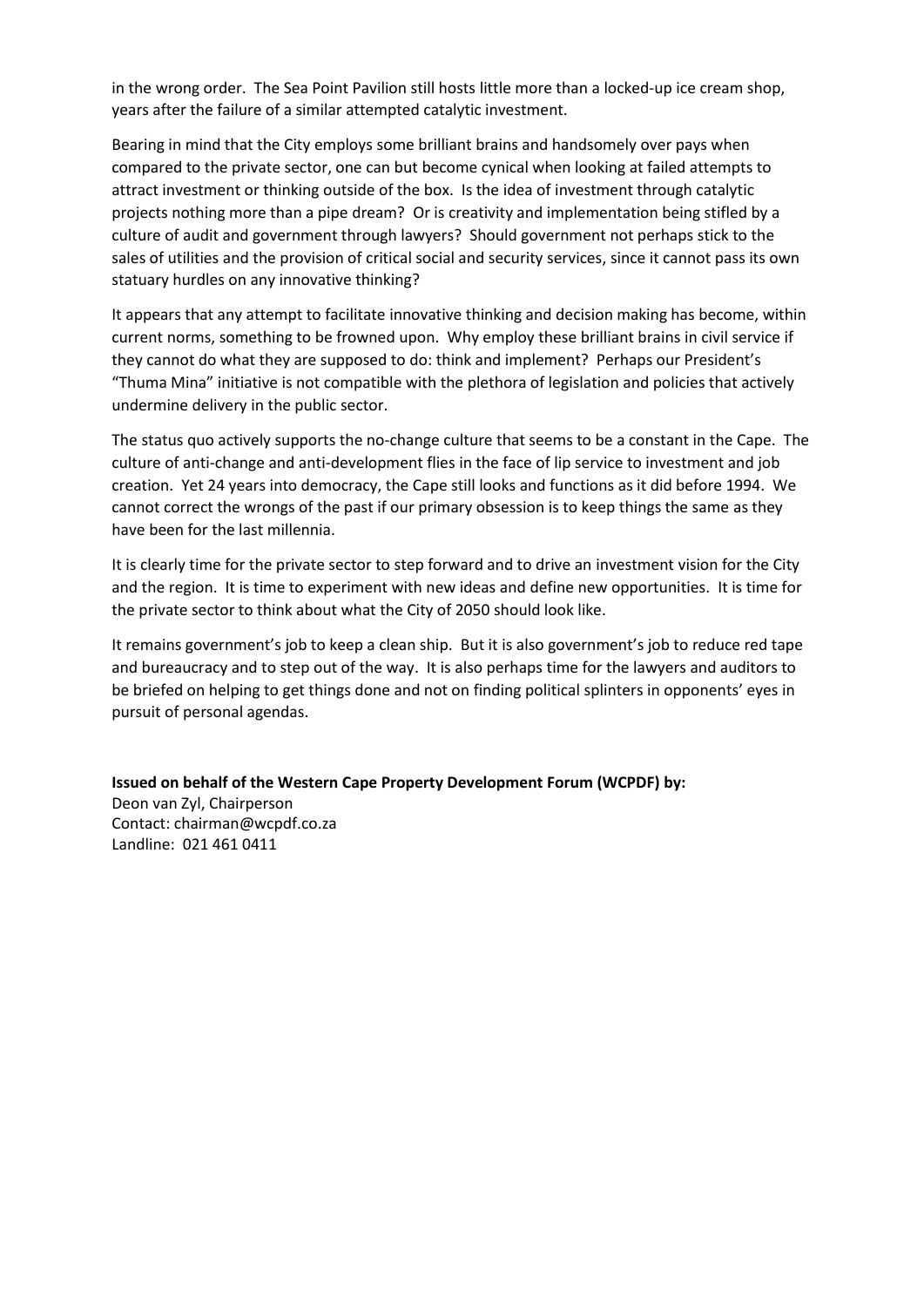in the wrong order. The Sea Point Pavilion still hosts little more than a locked-up ice cream shop, years after the failure of a similar attempted catalytic investment.

Bearing in mind that the City employs some brilliant brains and handsomely over pays when compared to the private sector, one can but become cynical when looking at failed attempts to attract investment or thinking outside of the box. Is the idea of investment through catalytic projects nothing more than a pipe dream? Or is creativity and implementation being stifled by a culture of audit and government through lawyers? Should government not perhaps stick to the sales of utilities and the provision of critical social and security services, since it cannot pass its own statuary hurdles on any innovative thinking?

It appears that any attempt to facilitate innovative thinking and decision making has become, within current norms, something to be frowned upon. Why employ these brilliant brains in civil service if they cannot do what they are supposed to do: think and implement? Perhaps our President's "Thuma Mina" initiative is not compatible with the plethora of legislation and policies that actively undermine delivery in the public sector.

The status quo actively supports the no-change culture that seems to be a constant in the Cape. The culture of anti-change and anti-development flies in the face of lip service to investment and job creation. Yet 24 years into democracy, the Cape still looks and functions as it did before 1994. We cannot correct the wrongs of the past if our primary obsession is to keep things the same as they have been for the last millennia.

It is clearly time for the private sector to step forward and to drive an investment vision for the City and the region. It is time to experiment with new ideas and define new opportunities. It is time for the private sector to think about what the City of 2050 should look like.

It remains government's job to keep a clean ship. But it is also government's job to reduce red tape and bureaucracy and to step out of the way. It is also perhaps time for the lawyers and auditors to be briefed on helping to get things done and not on finding political splinters in opponents' eyes in pursuit of personal agendas.

**Issued on behalf of the Western Cape Property Development Forum (WCPDF) by:**
Deon van Zyl, Chairperson
Contact: chairman@wcpdf.co.za
Landline: 021 461 0411